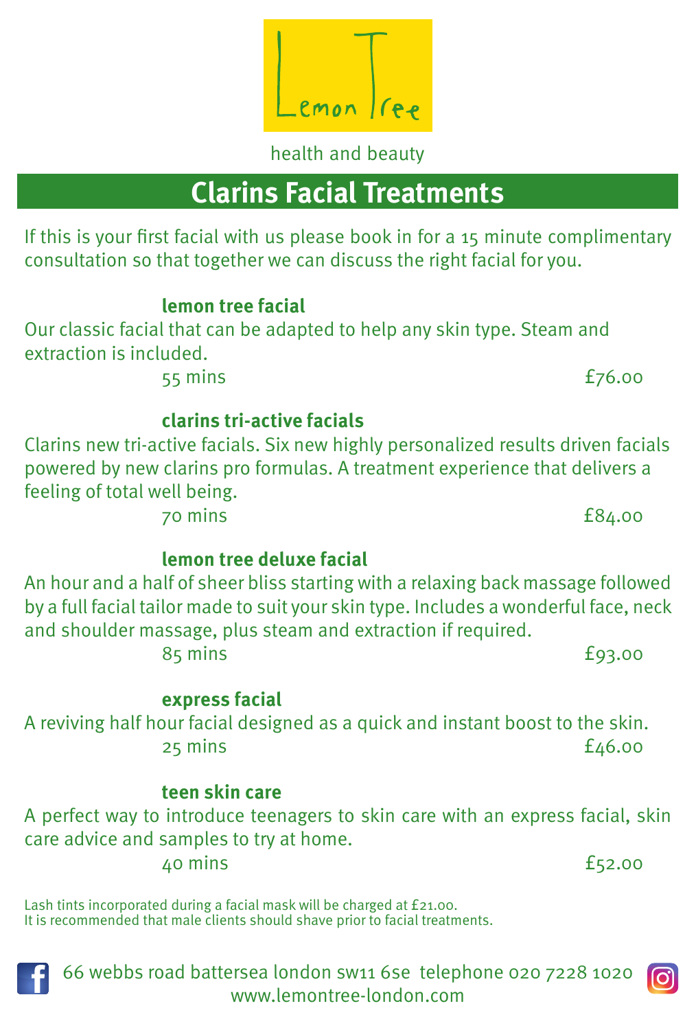Lemon Tree

health and beauty

# Clarins Facial Treatments

If this is your first facial with us please book in for a 15 minute complimentary consultation so that together we can discuss the right facial for you.

**lemon tree facial**

Our classic facial that can be adapted to help any skin type. Steam and extraction is included.

55 mins £76.00

**clarins tri-active facials**

Clarins new tri-active facials. Six new highly personalized results driven facials powered by new clarins pro formulas. A treatment experience that delivers a feeling of total well being.

70 mins £84.00

**lemon tree deluxe facial**

An hour and a half of sheer bliss starting with a relaxing back massage followed by a full facial tailor made to suit your skin type. Includes a wonderful face, neck and shoulder massage, plus steam and extraction if required.

85 mins £93.00

**express facial**

A reviving half hour facial designed as a quick and instant boost to the skin.

25 mins £46.00

**teen skin care**

A perfect way to introduce teenagers to skin care with an express facial, skin care advice and samples to try at home.

40 mins £52.00

Lash tints incorporated during a facial mask will be charged at £21.00.
It is recommended that male clients should shave prior to facial treatments.

66 webbs road battersea london sw11 6se telephone 020 7228 1020
www.lemontree-london.com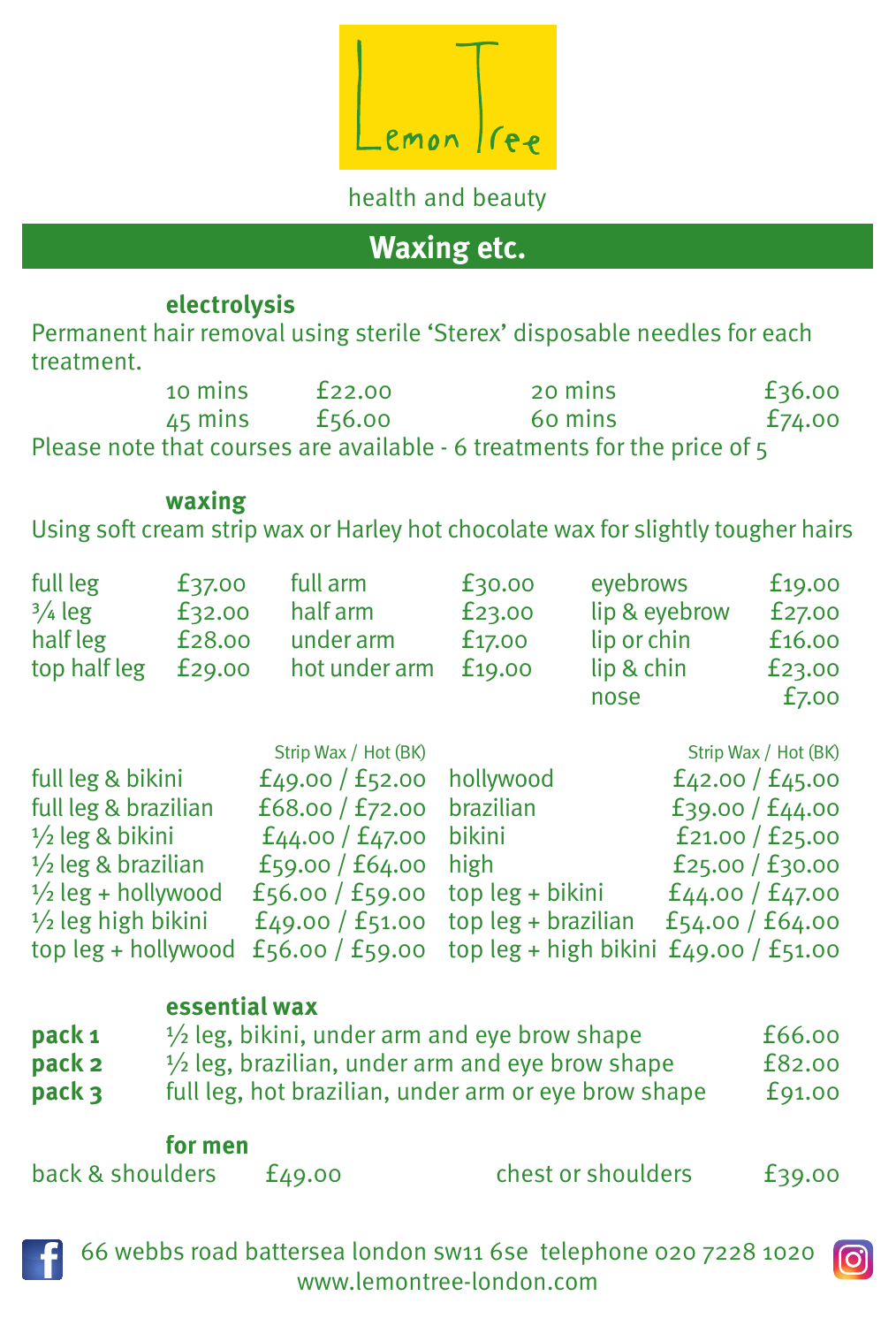Lemon Tree

health and beauty

## Waxing etc.

### electrolysis

Permanent hair removal using sterile 'Sterex' disposable needles for each treatment.

| | | | |
|---|---|---|---|
| 10 mins | £22.00 | 20 mins | £36.00 |
| 45 mins | £56.00 | 60 mins | £74.00 |

Please note that courses are available - 6 treatments for the price of 5

### waxing

Using soft cream strip wax or Harley hot chocolate wax for slightly tougher hairs

| | | | | | |
|---|---|---|---|---|---|
| full leg | £37.00 | full arm | £30.00 | eyebrows | £19.00 |
| ¾ leg | £32.00 | half arm | £23.00 | lip & eyebrow | £27.00 |
| half leg | £28.00 | under arm | £17.00 | lip or chin | £16.00 |
| top half leg | £29.00 | hot under arm | £19.00 | lip & chin | £23.00 |
| | | | | nose | £7.00 |

| | Strip Wax / Hot (BK) | | Strip Wax / Hot (BK) |
|---|---|---|---|
| full leg & bikini | £49.00 / £52.00 | hollywood | £42.00 / £45.00 |
| full leg & brazilian | £68.00 / £72.00 | brazilian | £39.00 / £44.00 |
| ½ leg & bikini | £44.00 / £47.00 | bikini | £21.00 / £25.00 |
| ½ leg & brazilian | £59.00 / £64.00 | high | £25.00 / £30.00 |
| ½ leg + hollywood | £56.00 / £59.00 | top leg + bikini | £44.00 / £47.00 |
| ½ leg high bikini | £49.00 / £51.00 | top leg + brazilian | £54.00 / £64.00 |
| top leg + hollywood | £56.00 / £59.00 | top leg + high bikini | £49.00 / £51.00 |

### essential wax

| | | |
|---|---|---|
| **pack 1** | ½ leg, bikini, under arm and eye brow shape | £66.00 |
| **pack 2** | ½ leg, brazilian, under arm and eye brow shape | £82.00 |
| **pack 3** | full leg, hot brazilian, under arm or eye brow shape | £91.00 |

### for men

| | | | |
|---|---|---|---|
| back & shoulders | £49.00 | chest or shoulders | £39.00 |

66 webbs road battersea london sw11 6se telephone 020 7228 1020
www.lemontree-london.com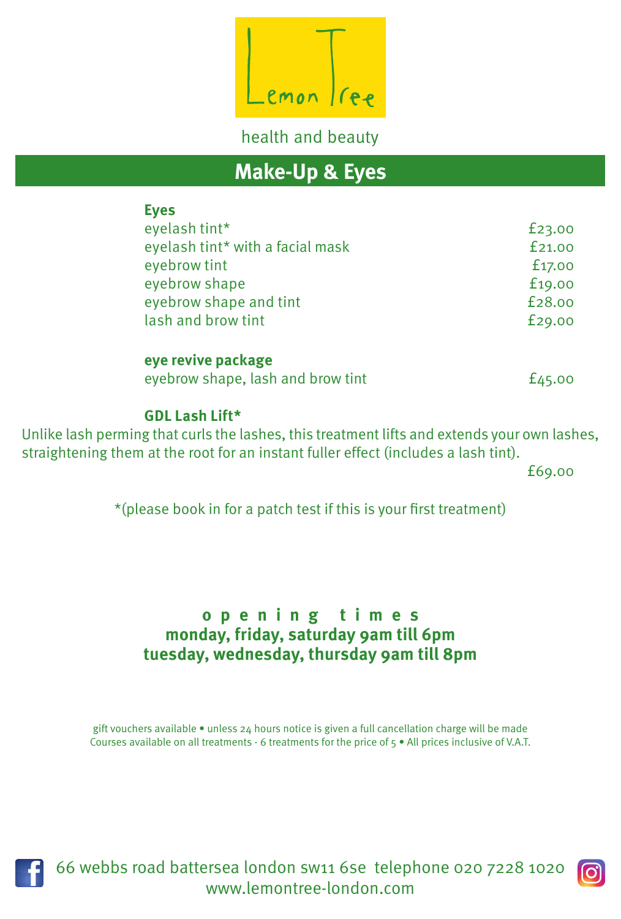Lemon Tree

health and beauty

## Make-Up & Eyes

### Eyes

| | |
|---|---|
| eyelash tint* | £23.00 |
| eyelash tint* with a facial mask | £21.00 |
| eyebrow tint | £17.00 |
| eyebrow shape | £19.00 |
| eyebrow shape and tint | £28.00 |
| lash and brow tint | £29.00 |

**eye revive package**

eyebrow shape, lash and brow tint — £45.00

**GDL Lash Lift***

Unlike lash perming that curls the lashes, this treatment lifts and extends your own lashes, straightening them at the root for an instant fuller effect (includes a lash tint).

£69.00

*(please book in for a patch test if this is your first treatment)

**opening times**

**monday, friday, saturday 9am till 6pm**

**tuesday, wednesday, thursday 9am till 8pm**

gift vouchers available • unless 24 hours notice is given a full cancellation charge will be made
Courses available on all treatments - 6 treatments for the price of 5 • All prices inclusive of V.A.T.

66 webbs road battersea london sw11 6se telephone 020 7228 1020
www.lemontree-london.com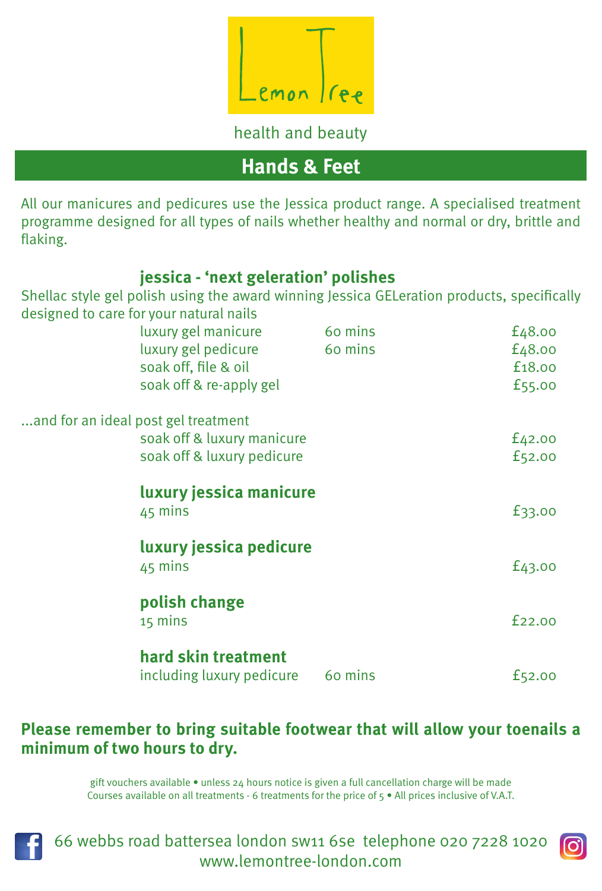Lemon Tree

health and beauty

# Hands & Feet

All our manicures and pedicures use the Jessica product range. A specialised treatment programme designed for all types of nails whether healthy and normal or dry, brittle and flaking.

## jessica - 'next geleration' polishes

Shellac style gel polish using the award winning Jessica GELeration products, specifically designed to care for your natural nails

| | | |
|---|---|---|
| luxury gel manicure | 60 mins | £48.00 |
| luxury gel pedicure | 60 mins | £48.00 |
| soak off, file & oil | | £18.00 |
| soak off & re-apply gel | | £55.00 |

...and for an ideal post gel treatment

| | |
|---|---|
| soak off & luxury manicure | £42.00 |
| soak off & luxury pedicure | £52.00 |

## luxury jessica manicure

45 mins — £33.00

## luxury jessica pedicure

45 mins — £43.00

## polish change

15 mins — £22.00

## hard skin treatment

including luxury pedicure — 60 mins — £52.00

**Please remember to bring suitable footwear that will allow your toenails a minimum of two hours to dry.**

gift vouchers available • unless 24 hours notice is given a full cancellation charge will be made
Courses available on all treatments - 6 treatments for the price of 5 • All prices inclusive of V.A.T.

66 webbs road battersea london sw11 6se telephone 020 7228 1020
www.lemontree-london.com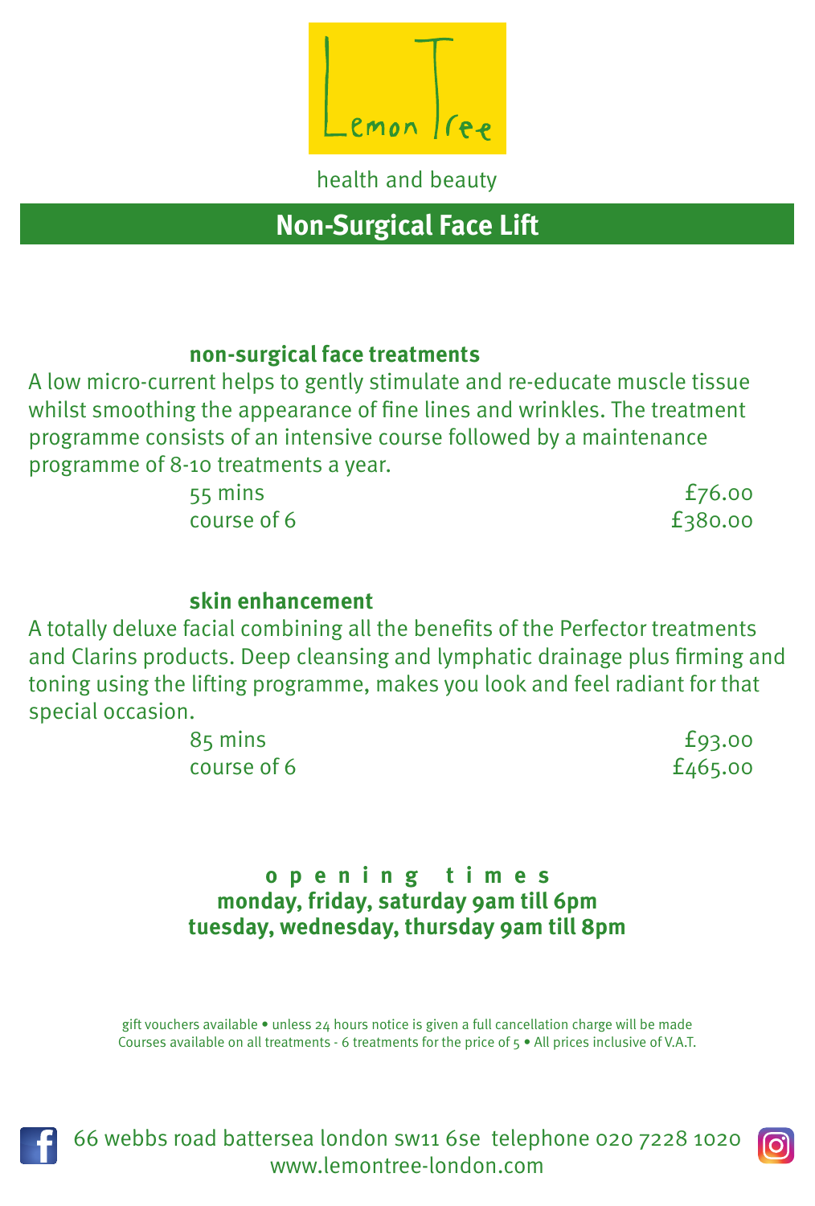Lemon Tree

health and beauty

## Non-Surgical Face Lift

### non-surgical face treatments

A low micro-current helps to gently stimulate and re-educate muscle tissue whilst smoothing the appearance of fine lines and wrinkles. The treatment programme consists of an intensive course followed by a maintenance programme of 8-10 treatments a year.

| | |
|---|---|
| 55 mins | £76.00 |
| course of 6 | £380.00 |

### skin enhancement

A totally deluxe facial combining all the benefits of the Perfector treatments and Clarins products. Deep cleansing and lymphatic drainage plus firming and toning using the lifting programme, makes you look and feel radiant for that special occasion.

| | |
|---|---|
| 85 mins | £93.00 |
| course of 6 | £465.00 |

**opening times**
**monday, friday, saturday 9am till 6pm**
**tuesday, wednesday, thursday 9am till 8pm**

gift vouchers available • unless 24 hours notice is given a full cancellation charge will be made
Courses available on all treatments - 6 treatments for the price of 5 • All prices inclusive of V.A.T.

66 webbs road battersea london sw11 6se telephone 020 7228 1020
www.lemontree-london.com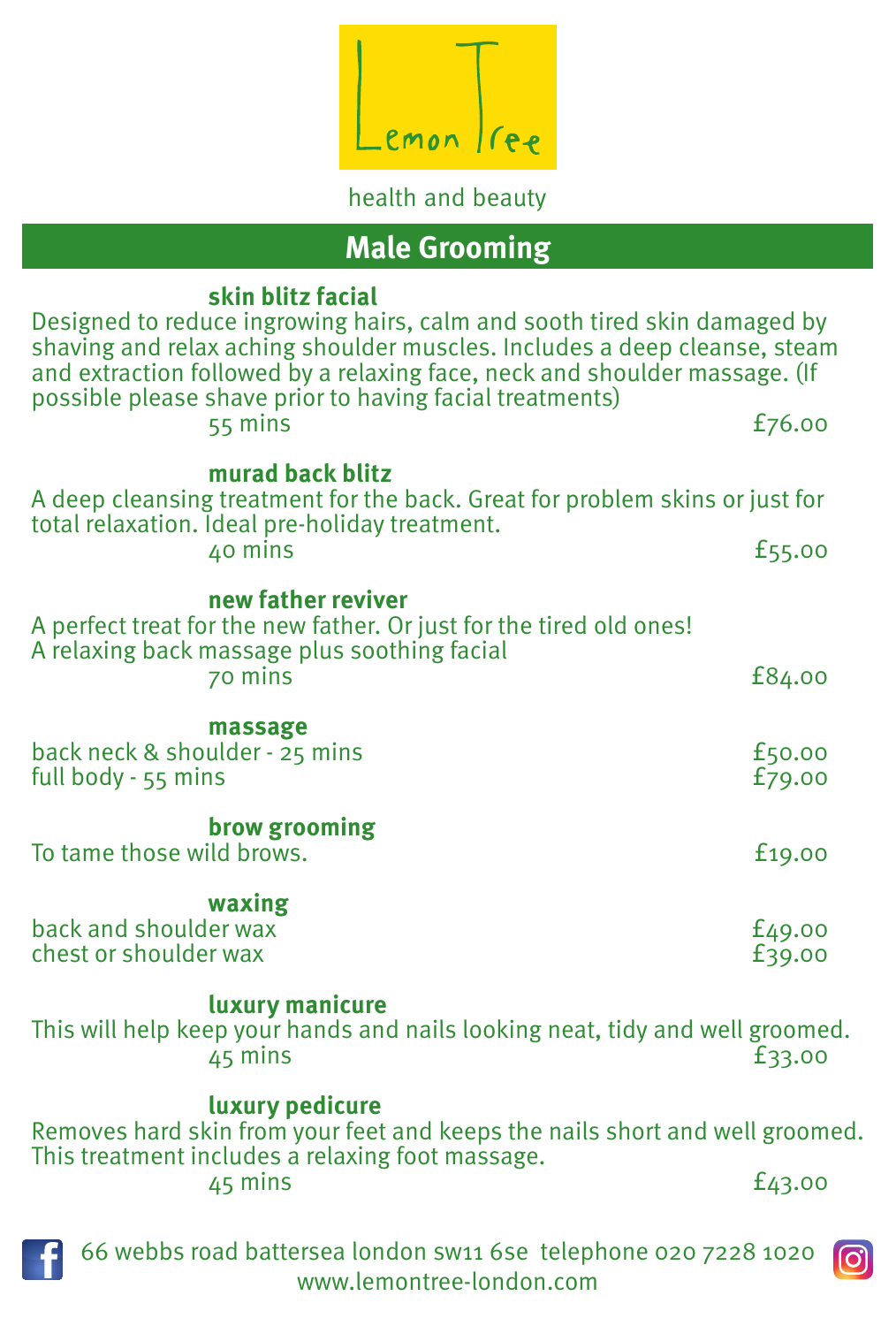Lemon Tree

health and beauty

## Male Grooming

### skin blitz facial

Designed to reduce ingrowing hairs, calm and sooth tired skin damaged by shaving and relax aching shoulder muscles. Includes a deep cleanse, steam and extraction followed by a relaxing face, neck and shoulder massage. (If possible please shave prior to having facial treatments)

55 mins — £76.00

### murad back blitz

A deep cleansing treatment for the back. Great for problem skins or just for total relaxation. Ideal pre-holiday treatment.

40 mins — £55.00

### new father reviver

A perfect treat for the new father. Or just for the tired old ones!
A relaxing back massage plus soothing facial

70 mins — £84.00

### massage

back neck & shoulder - 25 mins — £50.00
full body - 55 mins — £79.00

### brow grooming

To tame those wild brows. — £19.00

### waxing

back and shoulder wax — £49.00
chest or shoulder wax — £39.00

### luxury manicure

This will help keep your hands and nails looking neat, tidy and well groomed.

45 mins — £33.00

### luxury pedicure

Removes hard skin from your feet and keeps the nails short and well groomed. This treatment includes a relaxing foot massage.

45 mins — £43.00

66 webbs road battersea london sw11 6se telephone 020 7228 1020
www.lemontree-london.com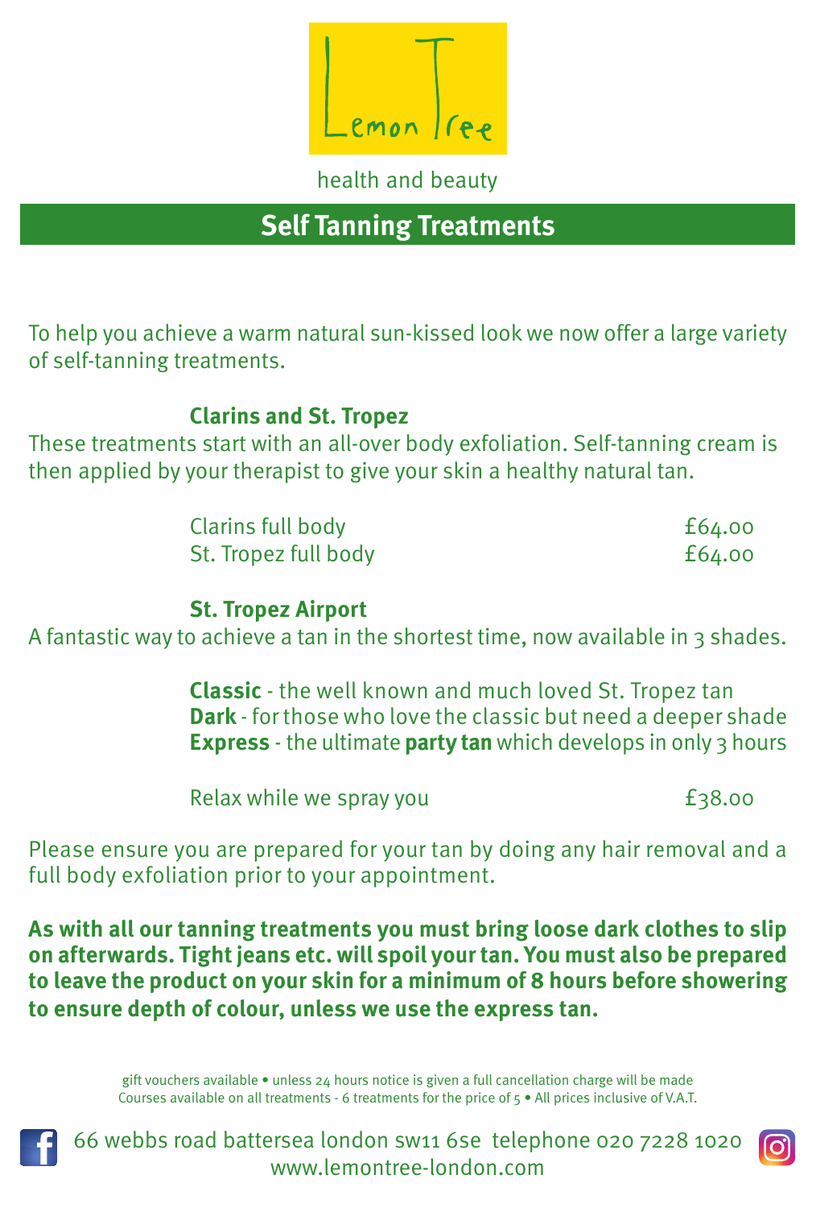Lemon Tree

health and beauty

# Self Tanning Treatments

To help you achieve a warm natural sun-kissed look we now offer a large variety of self-tanning treatments.

## Clarins and St. Tropez

These treatments start with an all-over body exfoliation. Self-tanning cream is then applied by your therapist to give your skin a healthy natural tan.

| | |
|---|---|
| Clarins full body | £64.00 |
| St. Tropez full body | £64.00 |

## St. Tropez Airport

A fantastic way to achieve a tan in the shortest time, now available in 3 shades.

**Classic** - the well known and much loved St. Tropez tan
**Dark** - for those who love the classic but need a deeper shade
**Express** - the ultimate **party tan** which develops in only 3 hours

| | |
|---|---|
| Relax while we spray you | £38.00 |

Please ensure you are prepared for your tan by doing any hair removal and a full body exfoliation prior to your appointment.

**As with all our tanning treatments you must bring loose dark clothes to slip on afterwards. Tight jeans etc. will spoil your tan. You must also be prepared to leave the product on your skin for a minimum of 8 hours before showering to ensure depth of colour, unless we use the express tan.**

gift vouchers available • unless 24 hours notice is given a full cancellation charge will be made
Courses available on all treatments - 6 treatments for the price of 5 • All prices inclusive of V.A.T.

66 webbs road battersea london sw11 6se telephone 020 7228 1020
www.lemontree-london.com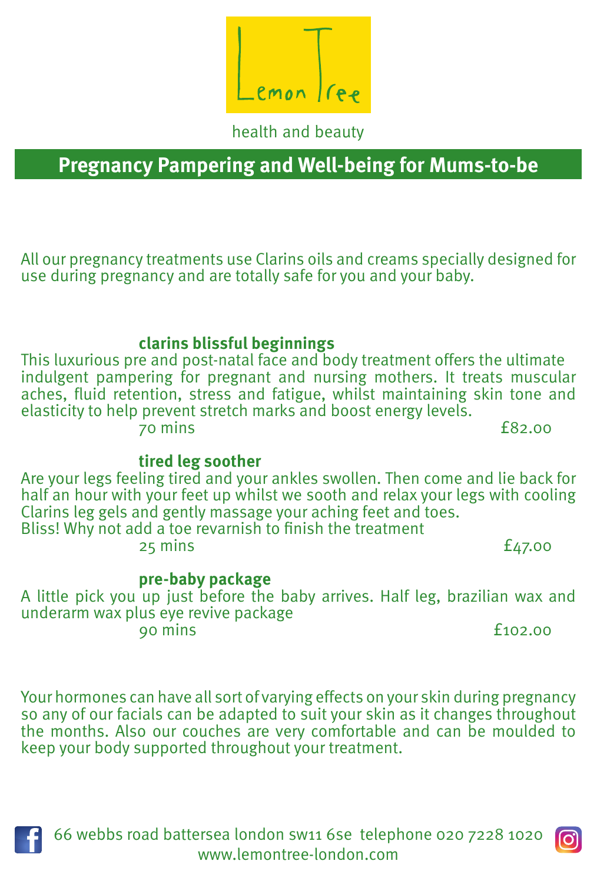Lemon Tree

health and beauty

## Pregnancy Pampering and Well-being for Mums-to-be

All our pregnancy treatments use Clarins oils and creams specially designed for use during pregnancy and are totally safe for you and your baby.

### clarins blissful beginnings

This luxurious pre and post-natal face and body treatment offers the ultimate indulgent pampering for pregnant and nursing mothers. It treats muscular aches, fluid retention, stress and fatigue, whilst maintaining skin tone and elasticity to help prevent stretch marks and boost energy levels.

70 mins £82.00

### tired leg soother

Are your legs feeling tired and your ankles swollen. Then come and lie back for half an hour with your feet up whilst we sooth and relax your legs with cooling Clarins leg gels and gently massage your aching feet and toes.
Bliss! Why not add a toe revarnish to finish the treatment

25 mins £47.00

### pre-baby package

A little pick you up just before the baby arrives. Half leg, brazilian wax and underarm wax plus eye revive package

90 mins £102.00

Your hormones can have all sort of varying effects on your skin during pregnancy so any of our facials can be adapted to suit your skin as it changes throughout the months. Also our couches are very comfortable and can be moulded to keep your body supported throughout your treatment.

66 webbs road battersea london sw11 6se telephone 020 7228 1020
www.lemontree-london.com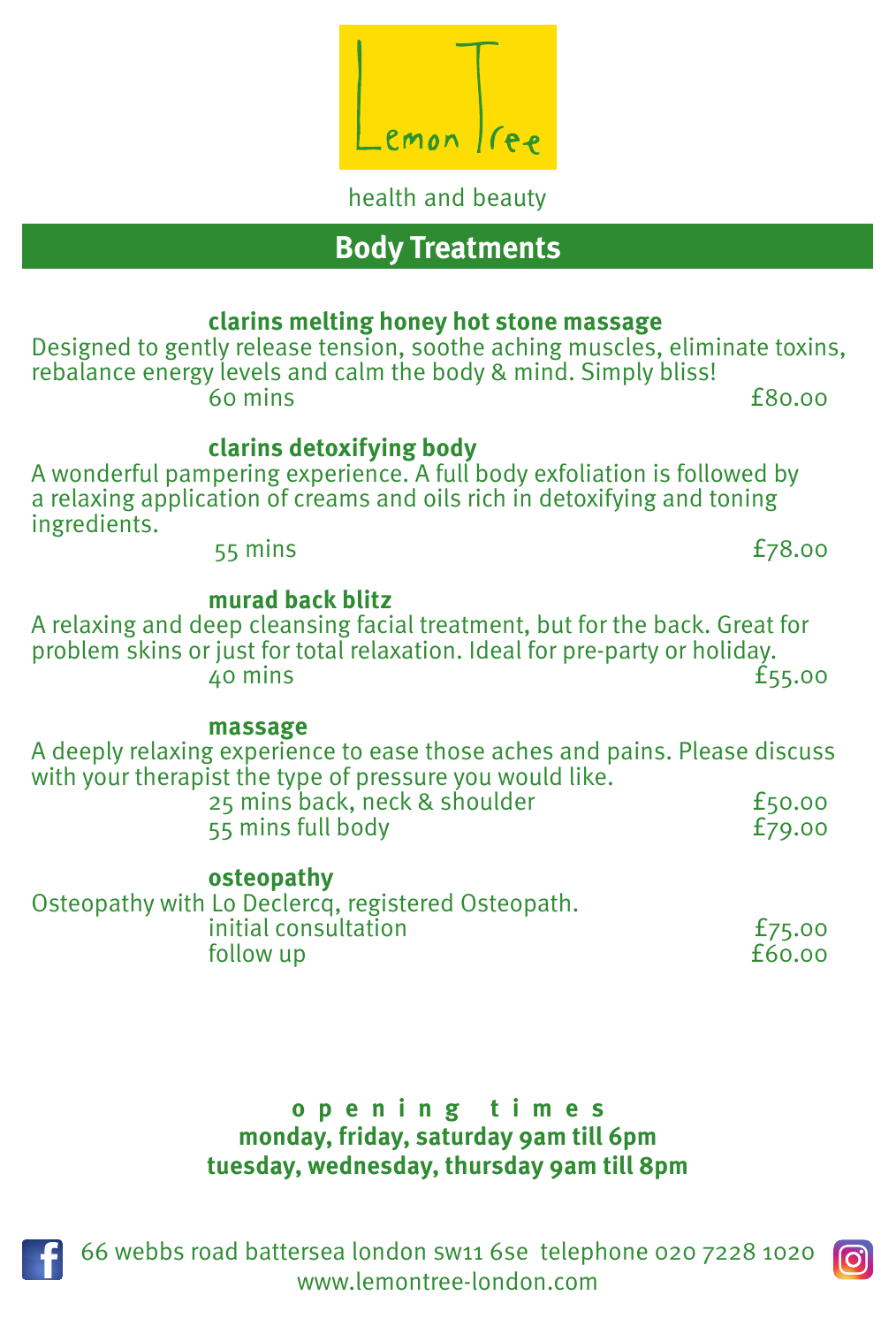# Lemon Tree

health and beauty

## Body Treatments

**clarins melting honey hot stone massage**

Designed to gently release tension, soothe aching muscles, eliminate toxins, rebalance energy levels and calm the body & mind. Simply bliss!

| | |
|---|---|
| 60 mins | £80.00 |

**clarins detoxifying body**

A wonderful pampering experience. A full body exfoliation is followed by a relaxing application of creams and oils rich in detoxifying and toning ingredients.

| | |
|---|---|
| 55 mins | £78.00 |

**murad back blitz**

A relaxing and deep cleansing facial treatment, but for the back. Great for problem skins or just for total relaxation. Ideal for pre-party or holiday.

| | |
|---|---|
| 40 mins | £55.00 |

**massage**

A deeply relaxing experience to ease those aches and pains. Please discuss with your therapist the type of pressure you would like.

| | |
|---|---|
| 25 mins back, neck & shoulder | £50.00 |
| 55 mins full body | £79.00 |

**osteopathy**

Osteopathy with Lo Declercq, registered Osteopath.

| | |
|---|---|
| initial consultation | £75.00 |
| follow up | £60.00 |

**opening times**
**monday, friday, saturday 9am till 6pm**
**tuesday, wednesday, thursday 9am till 8pm**

66 webbs road battersea london sw11 6se telephone 020 7228 1020
www.lemontree-london.com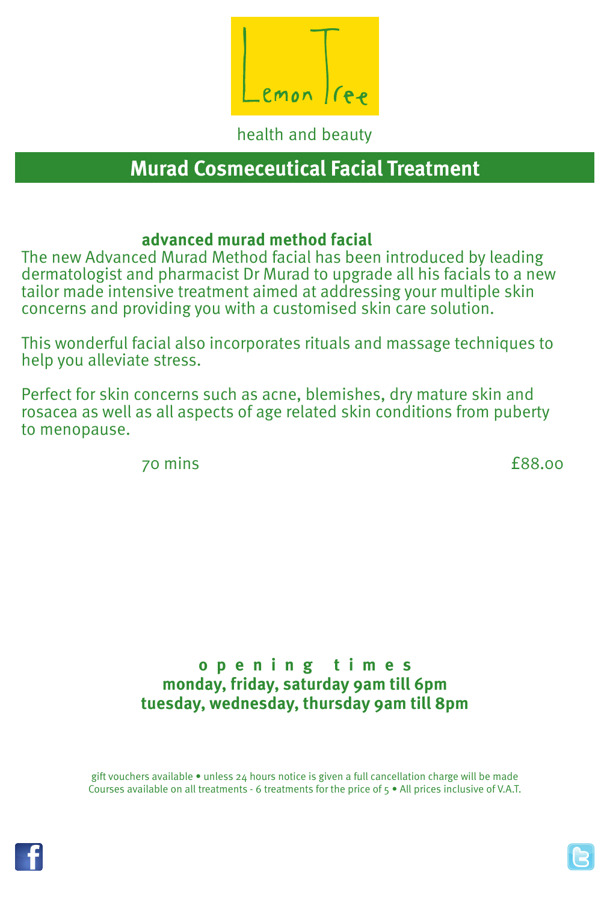Lemon Tree

health and beauty

## Murad Cosmeceutical Facial Treatment

### advanced murad method facial

The new Advanced Murad Method facial has been introduced by leading dermatologist and pharmacist Dr Murad to upgrade all his facials to a new tailor made intensive treatment aimed at addressing your multiple skin concerns and providing you with a customised skin care solution.

This wonderful facial also incorporates rituals and massage techniques to help you alleviate stress.

Perfect for skin concerns such as acne, blemishes, dry mature skin and rosacea as well as all aspects of age related skin conditions from puberty to menopause.

70 mins £88.00

**opening times**
**monday, friday, saturday 9am till 6pm**
**tuesday, wednesday, thursday 9am till 8pm**

gift vouchers available • unless 24 hours notice is given a full cancellation charge will be made
Courses available on all treatments - 6 treatments for the price of 5 • All prices inclusive of V.A.T.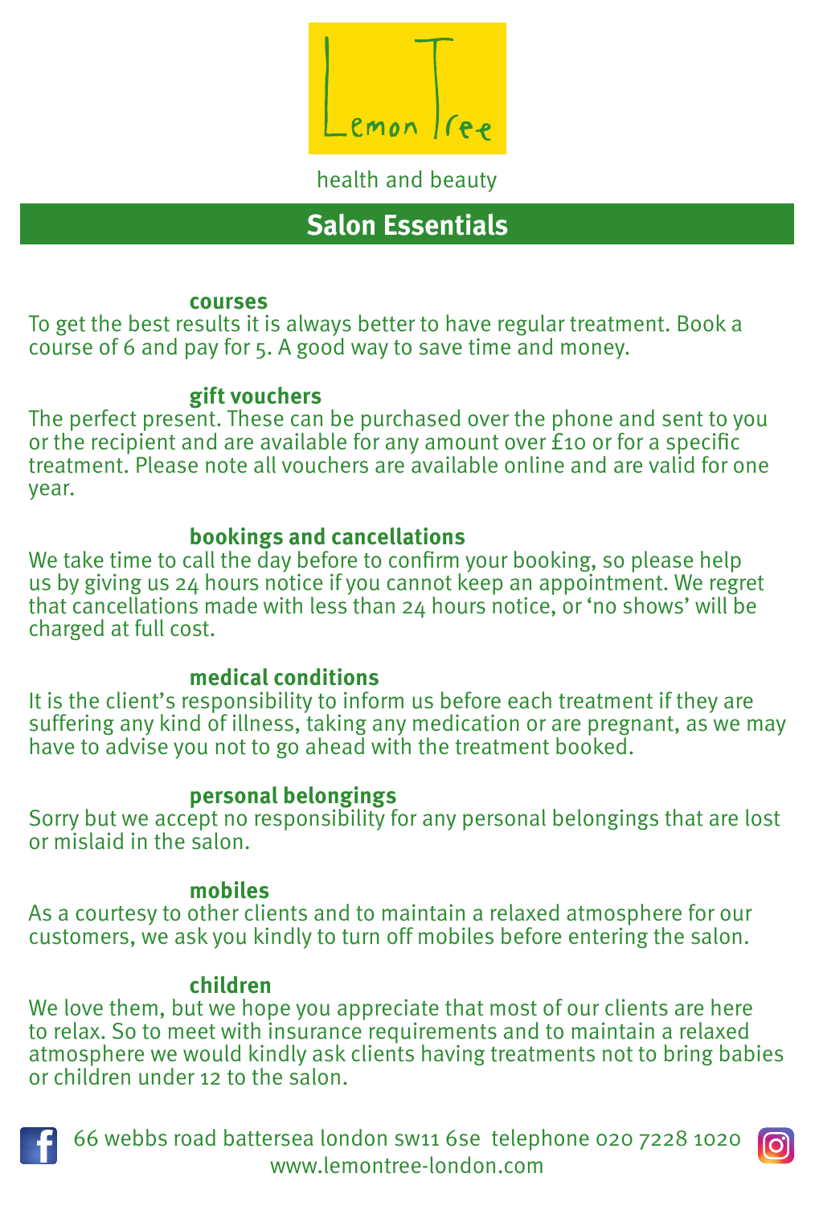Lemon Tree

health and beauty

# Salon Essentials

### courses

To get the best results it is always better to have regular treatment. Book a course of 6 and pay for 5. A good way to save time and money.

### gift vouchers

The perfect present. These can be purchased over the phone and sent to you or the recipient and are available for any amount over £10 or for a specific treatment. Please note all vouchers are available online and are valid for one year.

### bookings and cancellations

We take time to call the day before to confirm your booking, so please help us by giving us 24 hours notice if you cannot keep an appointment. We regret that cancellations made with less than 24 hours notice, or 'no shows' will be charged at full cost.

### medical conditions

It is the client's responsibility to inform us before each treatment if they are suffering any kind of illness, taking any medication or are pregnant, as we may have to advise you not to go ahead with the treatment booked.

### personal belongings

Sorry but we accept no responsibility for any personal belongings that are lost or mislaid in the salon.

### mobiles

As a courtesy to other clients and to maintain a relaxed atmosphere for our customers, we ask you kindly to turn off mobiles before entering the salon.

### children

We love them, but we hope you appreciate that most of our clients are here to relax. So to meet with insurance requirements and to maintain a relaxed atmosphere we would kindly ask clients having treatments not to bring babies or children under 12 to the salon.

66 webbs road battersea london sw11 6se telephone 020 7228 1020
www.lemontree-london.com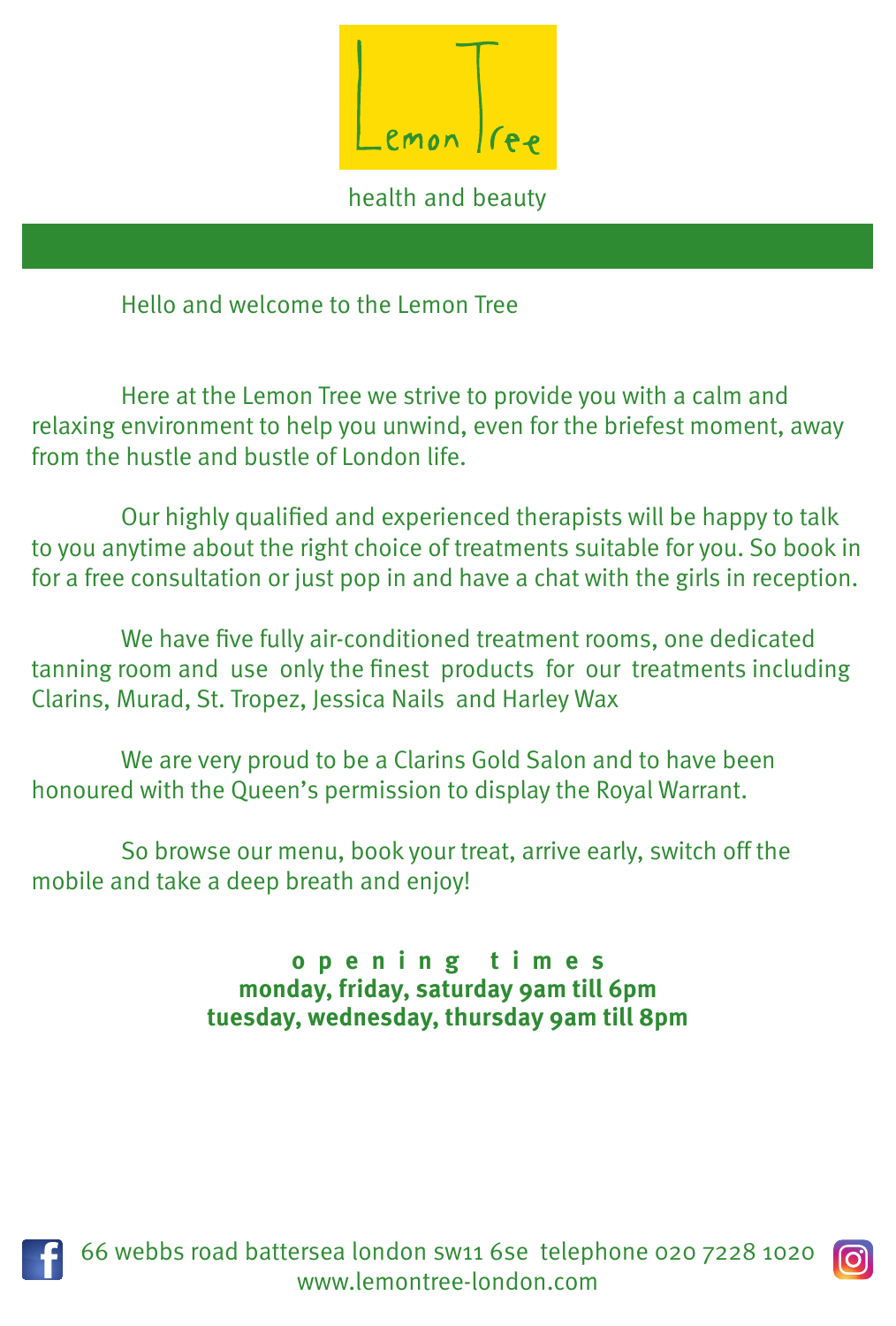# Lemon Tree

health and beauty

Hello and welcome to the Lemon Tree

Here at the Lemon Tree we strive to provide you with a calm and relaxing environment to help you unwind, even for the briefest moment, away from the hustle and bustle of London life.

Our highly qualified and experienced therapists will be happy to talk to you anytime about the right choice of treatments suitable for you. So book in for a free consultation or just pop in and have a chat with the girls in reception.

We have five fully air-conditioned treatment rooms, one dedicated tanning room and use only the finest products for our treatments including Clarins, Murad, St. Tropez, Jessica Nails and Harley Wax

We are very proud to be a Clarins Gold Salon and to have been honoured with the Queen's permission to display the Royal Warrant.

So browse our menu, book your treat, arrive early, switch off the mobile and take a deep breath and enjoy!

**opening times**
**monday, friday, saturday 9am till 6pm**
**tuesday, wednesday, thursday 9am till 8pm**

66 webbs road battersea london sw11 6se telephone 020 7228 1020
www.lemontree-london.com